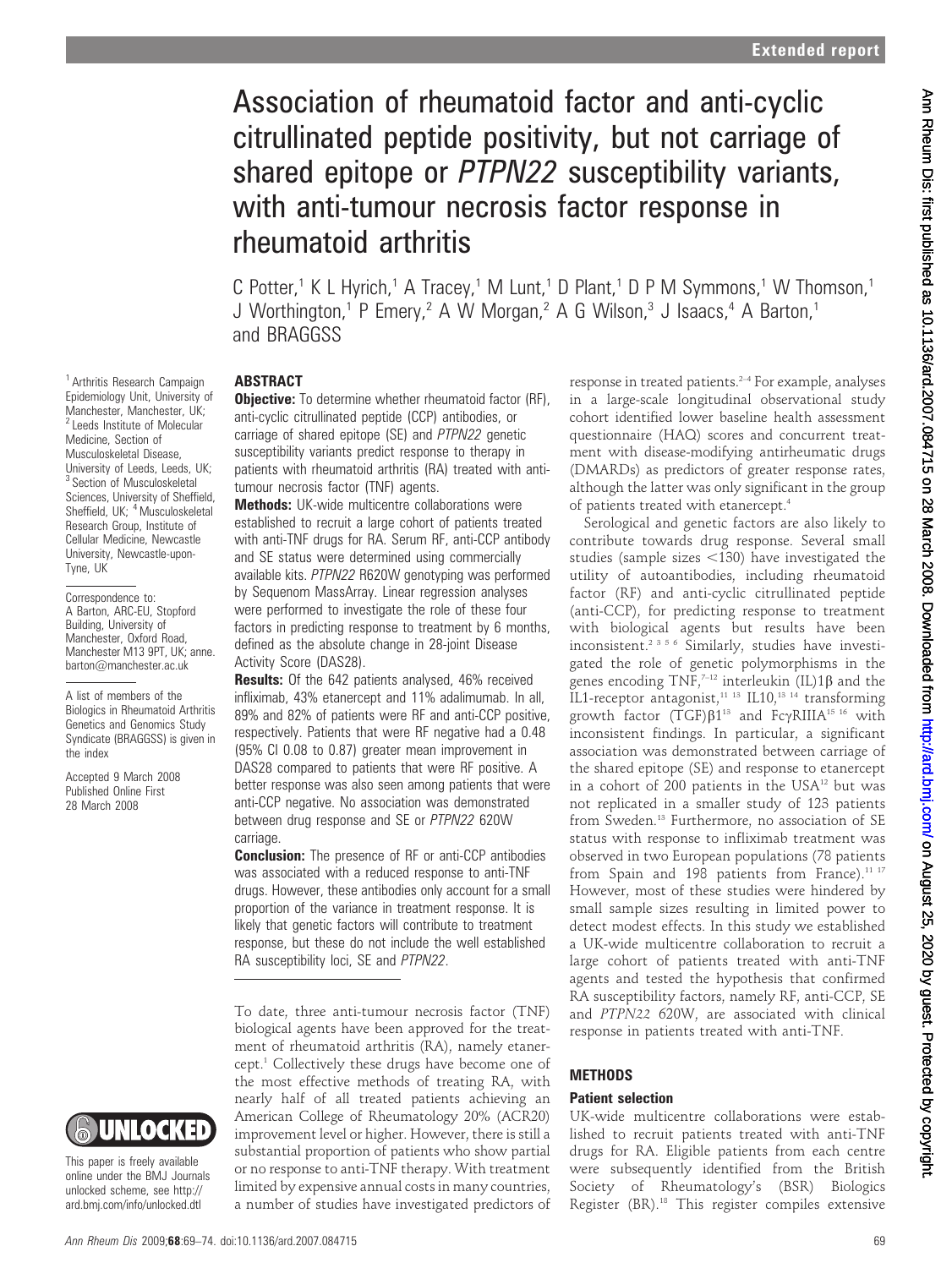# Association of rheumatoid factor and anti-cyclic citrullinated peptide positivity, but not carriage of shared epitope or *PTPN22* susceptibility variants, with anti-tumour necrosis factor response in rheumatoid arthritis

C Potter,[1] K L Hyrich,[1] A Tracey,[1] M Lunt,[1] D Plant,[1] D P M Symmons,[1] W Thomson,[1] J Worthington,[1] P Emery,[2] A W Morgan,[2] A G Wilson,[3] J Isaacs,[4] A Barton,[1] and BRAGGSS

[1] Arthritis Research Campaign Epidemiology Unit, University of Manchester, Manchester, UK; [2] Leeds Institute of Molecular Medicine, Section of Musculoskeletal Disease, University of Leeds, Leeds, UK; [3] Section of Musculoskeletal Sciences, University of Sheffield, Sheffield, UK; [4] Musculoskeletal Research Group, Institute of Cellular Medicine, Newcastle University, Newcastle-upon-Tyne, UK

Correspondence to: A Barton, ARC-EU, Stopford Building, University of Manchester, Oxford Road, Manchester M13 9PT, UK; anne.barton@manchester.ac.uk

A list of members of the Biologics in Rheumatoid Arthritis Genetics and Genomics Study Syndicate (BRAGGSS) is given in the index

Accepted 9 March 2008
Published Online First 28 March 2008

This paper is freely available online under the BMJ Journals unlocked scheme, see http://ard.bmj.com/info/unlocked.dtl

## ABSTRACT

**Objective:** To determine whether rheumatoid factor (RF), anti-cyclic citrullinated peptide (CCP) antibodies, or carriage of shared epitope (SE) and *PTPN22* genetic susceptibility variants predict response to therapy in patients with rheumatoid arthritis (RA) treated with anti-tumour necrosis factor (TNF) agents.

**Methods:** UK-wide multicentre collaborations were established to recruit a large cohort of patients treated with anti-TNF drugs for RA. Serum RF, anti-CCP antibody and SE status were determined using commercially available kits. *PTPN22* R620W genotyping was performed by Sequenom MassArray. Linear regression analyses were performed to investigate the role of these four factors in predicting response to treatment by 6 months, defined as the absolute change in 28-joint Disease Activity Score (DAS28).

**Results:** Of the 642 patients analysed, 46% received infliximab, 43% etanercept and 11% adalimumab. In all, 89% and 82% of patients were RF and anti-CCP positive, respectively. Patients that were RF negative had a 0.48 (95% CI 0.08 to 0.87) greater mean improvement in DAS28 compared to patients that were RF positive. A better response was also seen among patients that were anti-CCP negative. No association was demonstrated between drug response and SE or *PTPN22* 620W carriage.

**Conclusion:** The presence of RF or anti-CCP antibodies was associated with a reduced response to anti-TNF drugs. However, these antibodies only account for a small proportion of the variance in treatment response. It is likely that genetic factors will contribute to treatment response, but these do not include the well established RA susceptibility loci, SE and *PTPN22*.

To date, three anti-tumour necrosis factor (TNF) biological agents have been approved for the treatment of rheumatoid arthritis (RA), namely etanercept.[1] Collectively these drugs have become one of the most effective methods of treating RA, with nearly half of all treated patients achieving an American College of Rheumatology 20% (ACR20) improvement level or higher. However, there is still a substantial proportion of patients who show partial or no response to anti-TNF therapy. With treatment limited by expensive annual costs in many countries, a number of studies have investigated predictors of response in treated patients.[2–4] For example, analyses in a large-scale longitudinal observational study cohort identified lower baseline health assessment questionnaire (HAQ) scores and concurrent treatment with disease-modifying antirheumatic drugs (DMARDs) as predictors of greater response rates, although the latter was only significant in the group of patients treated with etanercept.[4]

Serological and genetic factors are also likely to contribute towards drug response. Several small studies (sample sizes <130) have investigated the utility of autoantibodies, including rheumatoid factor (RF) and anti-cyclic citrullinated peptide (anti-CCP), for predicting response to treatment with biological agents but results have been inconsistent.[2 3 5 6] Similarly, studies have investigated the role of genetic polymorphisms in the genes encoding TNF,[7–12] interleukin (IL)1β and the IL1-receptor antagonist,[11 13] IL10,[13 14] transforming growth factor (TGF)β1[13] and FcγRIIIA[15 16] with inconsistent findings. In particular, a significant association was demonstrated between carriage of the shared epitope (SE) and response to etanercept in a cohort of 200 patients in the USA[12] but was not replicated in a smaller study of 123 patients from Sweden.[13] Furthermore, no association of SE status with response to infliximab treatment was observed in two European populations (78 patients from Spain and 198 patients from France).[11 17] However, most of these studies were hindered by small sample sizes resulting in limited power to detect modest effects. In this study we established a UK-wide multicentre collaboration to recruit a large cohort of patients treated with anti-TNF agents and tested the hypothesis that confirmed RA susceptibility factors, namely RF, anti-CCP, SE and *PTPN22* 620W, are associated with clinical response in patients treated with anti-TNF.

## METHODS

### Patient selection

UK-wide multicentre collaborations were established to recruit patients treated with anti-TNF drugs for RA. Eligible patients from each centre were subsequently identified from the British Society of Rheumatology's (BSR) Biologics Register (BR).[18] This register compiles extensive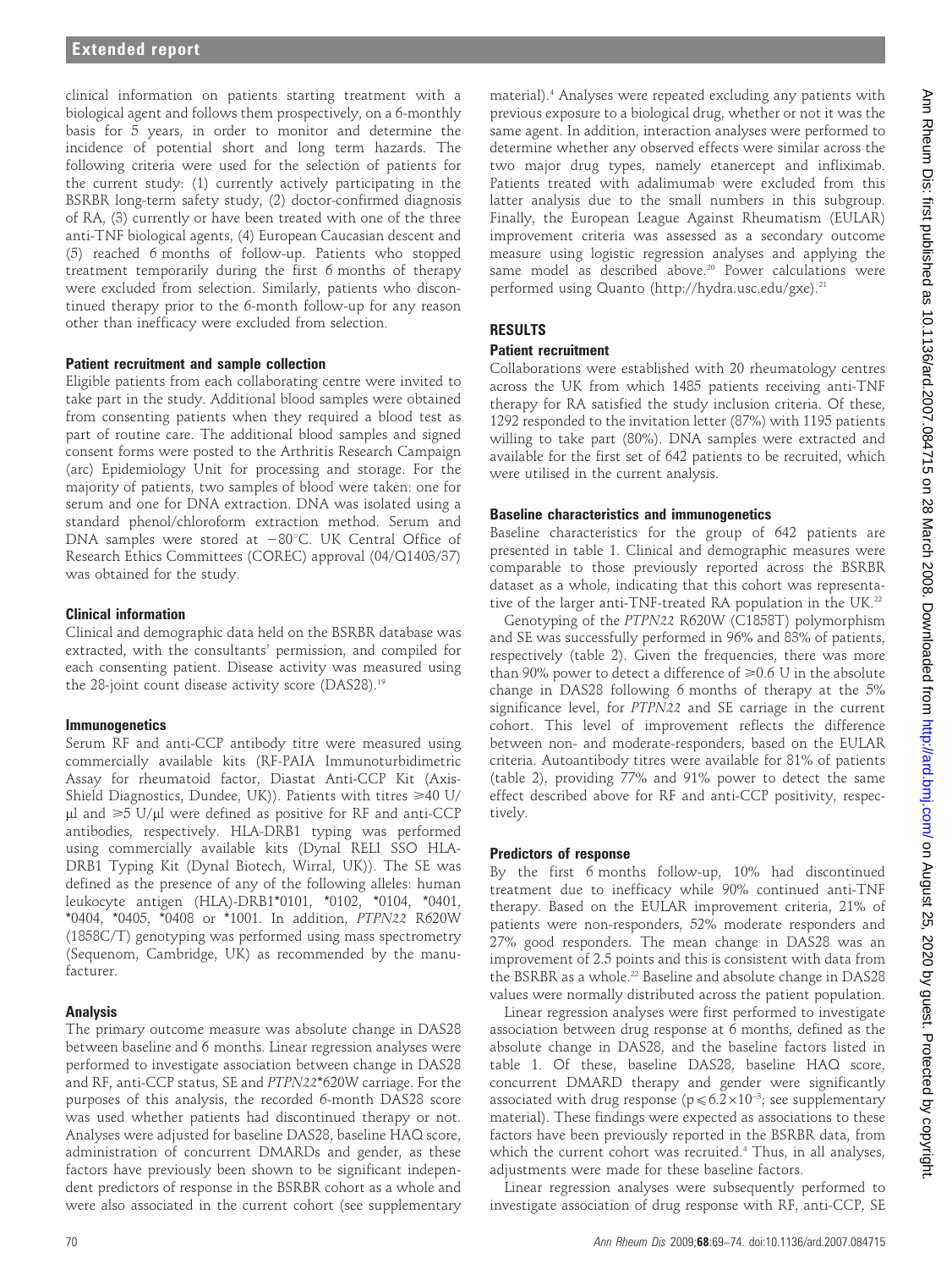clinical information on patients starting treatment with a biological agent and follows them prospectively, on a 6-monthly basis for 5 years, in order to monitor and determine the incidence of potential short and long term hazards. The following criteria were used for the selection of patients for the current study: (1) currently actively participating in the BSRBR long-term safety study, (2) doctor-confirmed diagnosis of RA, (3) currently or have been treated with one of the three anti-TNF biological agents, (4) European Caucasian descent and (5) reached 6 months of follow-up. Patients who stopped treatment temporarily during the first 6 months of therapy were excluded from selection. Similarly, patients who discontinued therapy prior to the 6-month follow-up for any reason other than inefficacy were excluded from selection.

### Patient recruitment and sample collection

Eligible patients from each collaborating centre were invited to take part in the study. Additional blood samples were obtained from consenting patients when they required a blood test as part of routine care. The additional blood samples and signed consent forms were posted to the Arthritis Research Campaign (arc) Epidemiology Unit for processing and storage. For the majority of patients, two samples of blood were taken: one for serum and one for DNA extraction. DNA was isolated using a standard phenol/chloroform extraction method. Serum and DNA samples were stored at −80°C. UK Central Office of Research Ethics Committees (COREC) approval (04/Q1403/37) was obtained for the study.

### Clinical information

Clinical and demographic data held on the BSRBR database was extracted, with the consultants' permission, and compiled for each consenting patient. Disease activity was measured using the 28-joint count disease activity score (DAS28).[19]

### Immunogenetics

Serum RF and anti-CCP antibody titre were measured using commercially available kits (RF-PAIA Immunoturbidimetric Assay for rheumatoid factor, Diastat Anti-CCP Kit (Axis-Shield Diagnostics, Dundee, UK)). Patients with titres ⩾40 U/μl and ⩾5 U/μl were defined as positive for RF and anti-CCP antibodies, respectively. HLA-DRB1 typing was performed using commercially available kits (Dynal RELI SSO HLA-DRB1 Typing Kit (Dynal Biotech, Wirral, UK)). The SE was defined as the presence of any of the following alleles: human leukocyte antigen (HLA)-DRB1*0101, *0102, *0104, *0401, *0404, *0405, *0408 or *1001. In addition, *PTPN22* R620W (1858C/T) genotyping was performed using mass spectrometry (Sequenom, Cambridge, UK) as recommended by the manufacturer.

### Analysis

The primary outcome measure was absolute change in DAS28 between baseline and 6 months. Linear regression analyses were performed to investigate association between change in DAS28 and RF, anti-CCP status, SE and *PTPN22**620W carriage. For the purposes of this analysis, the recorded 6-month DAS28 score was used whether patients had discontinued therapy or not. Analyses were adjusted for baseline DAS28, baseline HAQ score, administration of concurrent DMARDs and gender, as these factors have previously been shown to be significant independent predictors of response in the BSRBR cohort as a whole and were also associated in the current cohort (see supplementary material).[4] Analyses were repeated excluding any patients with previous exposure to a biological drug, whether or not it was the same agent. In addition, interaction analyses were performed to determine whether any observed effects were similar across the two major drug types, namely etanercept and infliximab. Patients treated with adalimumab were excluded from this latter analysis due to the small numbers in this subgroup. Finally, the European League Against Rheumatism (EULAR) improvement criteria was assessed as a secondary outcome measure using logistic regression analyses and applying the same model as described above.[20] Power calculations were performed using Quanto (http://hydra.usc.edu/gxe).[21]

## RESULTS

### Patient recruitment

Collaborations were established with 20 rheumatology centres across the UK from which 1485 patients receiving anti-TNF therapy for RA satisfied the study inclusion criteria. Of these, 1292 responded to the invitation letter (87%) with 1195 patients willing to take part (80%). DNA samples were extracted and available for the first set of 642 patients to be recruited, which were utilised in the current analysis.

### Baseline characteristics and immunogenetics

Baseline characteristics for the group of 642 patients are presented in table 1. Clinical and demographic measures were comparable to those previously reported across the BSRBR dataset as a whole, indicating that this cohort was representative of the larger anti-TNF-treated RA population in the UK.[22]

Genotyping of the *PTPN22* R620W (C1858T) polymorphism and SE was successfully performed in 96% and 83% of patients, respectively (table 2). Given the frequencies, there was more than 90% power to detect a difference of ⩾0.6 U in the absolute change in DAS28 following 6 months of therapy at the 5% significance level, for *PTPN22* and SE carriage in the current cohort. This level of improvement reflects the difference between non- and moderate-responders, based on the EULAR criteria. Autoantibody titres were available for 81% of patients (table 2), providing 77% and 91% power to detect the same effect described above for RF and anti-CCP positivity, respectively.

### Predictors of response

By the first 6 months follow-up, 10% had discontinued treatment due to inefficacy while 90% continued anti-TNF therapy. Based on the EULAR improvement criteria, 21% of patients were non-responders, 52% moderate responders and 27% good responders. The mean change in DAS28 was an improvement of 2.5 points and this is consistent with data from the BSRBR as a whole.[22] Baseline and absolute change in DAS28 values were normally distributed across the patient population.

Linear regression analyses were first performed to investigate association between drug response at 6 months, defined as the absolute change in DAS28, and the baseline factors listed in table 1. Of these, baseline DAS28, baseline HAQ score, concurrent DMARD therapy and gender were significantly associated with drug response ($p \leqslant 6.2 \times 10^{-3}$; see supplementary material). These findings were expected as associations to these factors have been previously reported in the BSRBR data, from which the current cohort was recruited.[4] Thus, in all analyses, adjustments were made for these baseline factors.

Linear regression analyses were subsequently performed to investigate association of drug response with RF, anti-CCP, SE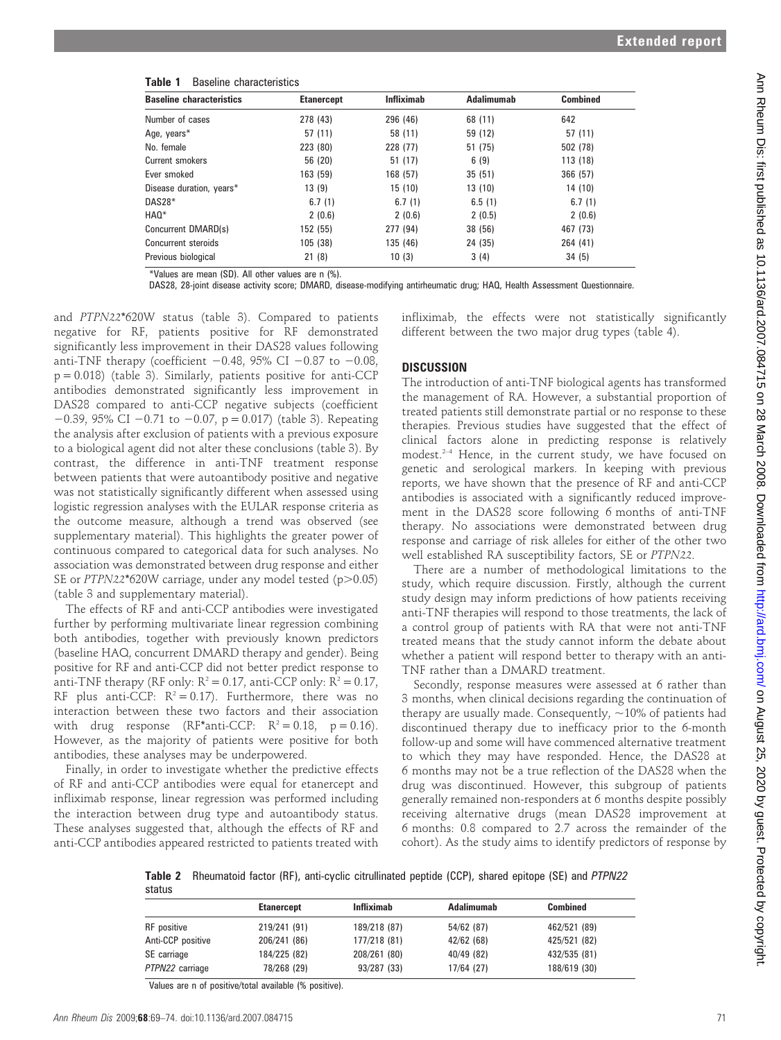**Table 1** Baseline characteristics

| Baseline characteristics | Etanercept | Infliximab | Adalimumab | Combined |
|---|---|---|---|---|
| Number of cases | 278 (43) | 296 (46) | 68 (11) | 642 |
| Age, years* | 57 (11) | 58 (11) | 59 (12) | 57 (11) |
| No. female | 223 (80) | 228 (77) | 51 (75) | 502 (78) |
| Current smokers | 56 (20) | 51 (17) | 6 (9) | 113 (18) |
| Ever smoked | 163 (59) | 168 (57) | 35 (51) | 366 (57) |
| Disease duration, years* | 13 (9) | 15 (10) | 13 (10) | 14 (10) |
| DAS28* | 6.7 (1) | 6.7 (1) | 6.5 (1) | 6.7 (1) |
| HAQ* | 2 (0.6) | 2 (0.6) | 2 (0.5) | 2 (0.6) |
| Concurrent DMARD(s) | 152 (55) | 277 (94) | 38 (56) | 467 (73) |
| Concurrent steroids | 105 (38) | 135 (46) | 24 (35) | 264 (41) |
| Previous biological | 21 (8) | 10 (3) | 3 (4) | 34 (5) |

*Values are mean (SD). All other values are n (%).
DAS28, 28-joint disease activity score; DMARD, disease-modifying antirheumatic drug; HAQ, Health Assessment Questionnaire.

and *PTPN22*\*620W status (table 3). Compared to patients negative for RF, patients positive for RF demonstrated significantly less improvement in their DAS28 values following anti-TNF therapy (coefficient −0.48, 95% CI −0.87 to −0.08, $p = 0.018$) (table 3). Similarly, patients positive for anti-CCP antibodies demonstrated significantly less improvement in DAS28 compared to anti-CCP negative subjects (coefficient −0.39, 95% CI −0.71 to −0.07, $p = 0.017$) (table 3). Repeating the analysis after exclusion of patients with a previous exposure to a biological agent did not alter these conclusions (table 3). By contrast, the difference in anti-TNF treatment response between patients that were autoantibody positive and negative was not statistically significantly different when assessed using logistic regression analyses with the EULAR response criteria as the outcome measure, although a trend was observed (see supplementary material). This highlights the greater power of continuous compared to categorical data for such analyses. No association was demonstrated between drug response and either SE or *PTPN22*\*620W carriage, under any model tested ($p > 0.05$) (table 3 and supplementary material).

The effects of RF and anti-CCP antibodies were investigated further by performing multivariate linear regression combining both antibodies, together with previously known predictors (baseline HAQ, concurrent DMARD therapy and gender). Being positive for RF and anti-CCP did not better predict response to anti-TNF therapy (RF only: $R^2 = 0.17$, anti-CCP only: $R^2 = 0.17$, RF plus anti-CCP: $R^2 = 0.17$). Furthermore, there was no interaction between these two factors and their association with drug response (RF\*anti-CCP: $R^2 = 0.18$, $p = 0.16$). However, as the majority of patients were positive for both antibodies, these analyses may be underpowered.

Finally, in order to investigate whether the predictive effects of RF and anti-CCP antibodies were equal for etanercept and infliximab response, linear regression was performed including the interaction between drug type and autoantibody status. These analyses suggested that, although the effects of RF and anti-CCP antibodies appeared restricted to patients treated with infliximab, the effects were not statistically significantly different between the two major drug types (table 4).

## DISCUSSION

The introduction of anti-TNF biological agents has transformed the management of RA. However, a substantial proportion of treated patients still demonstrate partial or no response to these therapies. Previous studies have suggested that the effect of clinical factors alone in predicting response is relatively modest.[2–4] Hence, in the current study, we have focused on genetic and serological markers. In keeping with previous reports, we have shown that the presence of RF and anti-CCP antibodies is associated with a significantly reduced improvement in the DAS28 score following 6 months of anti-TNF therapy. No associations were demonstrated between drug response and carriage of risk alleles for either of the other two well established RA susceptibility factors, SE or *PTPN22*.

There are a number of methodological limitations to the study, which require discussion. Firstly, although the current study design may inform predictions of how patients receiving anti-TNF therapies will respond to those treatments, the lack of a control group of patients with RA that were not anti-TNF treated means that the study cannot inform the debate about whether a patient will respond better to therapy with an anti-TNF rather than a DMARD treatment.

Secondly, response measures were assessed at 6 rather than 3 months, when clinical decisions regarding the continuation of therapy are usually made. Consequently, ~10% of patients had discontinued therapy due to inefficacy prior to the 6-month follow-up and some will have commenced alternative treatment to which they may have responded. Hence, the DAS28 at 6 months may not be a true reflection of the DAS28 when the drug was discontinued. However, this subgroup of patients generally remained non-responders at 6 months despite possibly receiving alternative drugs (mean DAS28 improvement at 6 months: 0.8 compared to 2.7 across the remainder of the cohort). As the study aims to identify predictors of response by

**Table 2** Rheumatoid factor (RF), anti-cyclic citrullinated peptide (CCP), shared epitope (SE) and *PTPN22* status

| | Etanercept | Infliximab | Adalimumab | Combined |
|---|---|---|---|---|
| RF positive | 219/241 (91) | 189/218 (87) | 54/62 (87) | 462/521 (89) |
| Anti-CCP positive | 206/241 (86) | 177/218 (81) | 42/62 (68) | 425/521 (82) |
| SE carriage | 184/225 (82) | 208/261 (80) | 40/49 (82) | 432/535 (81) |
| *PTPN22* carriage | 78/268 (29) | 93/287 (33) | 17/64 (27) | 188/619 (30) |

Values are n of positive/total available (% positive).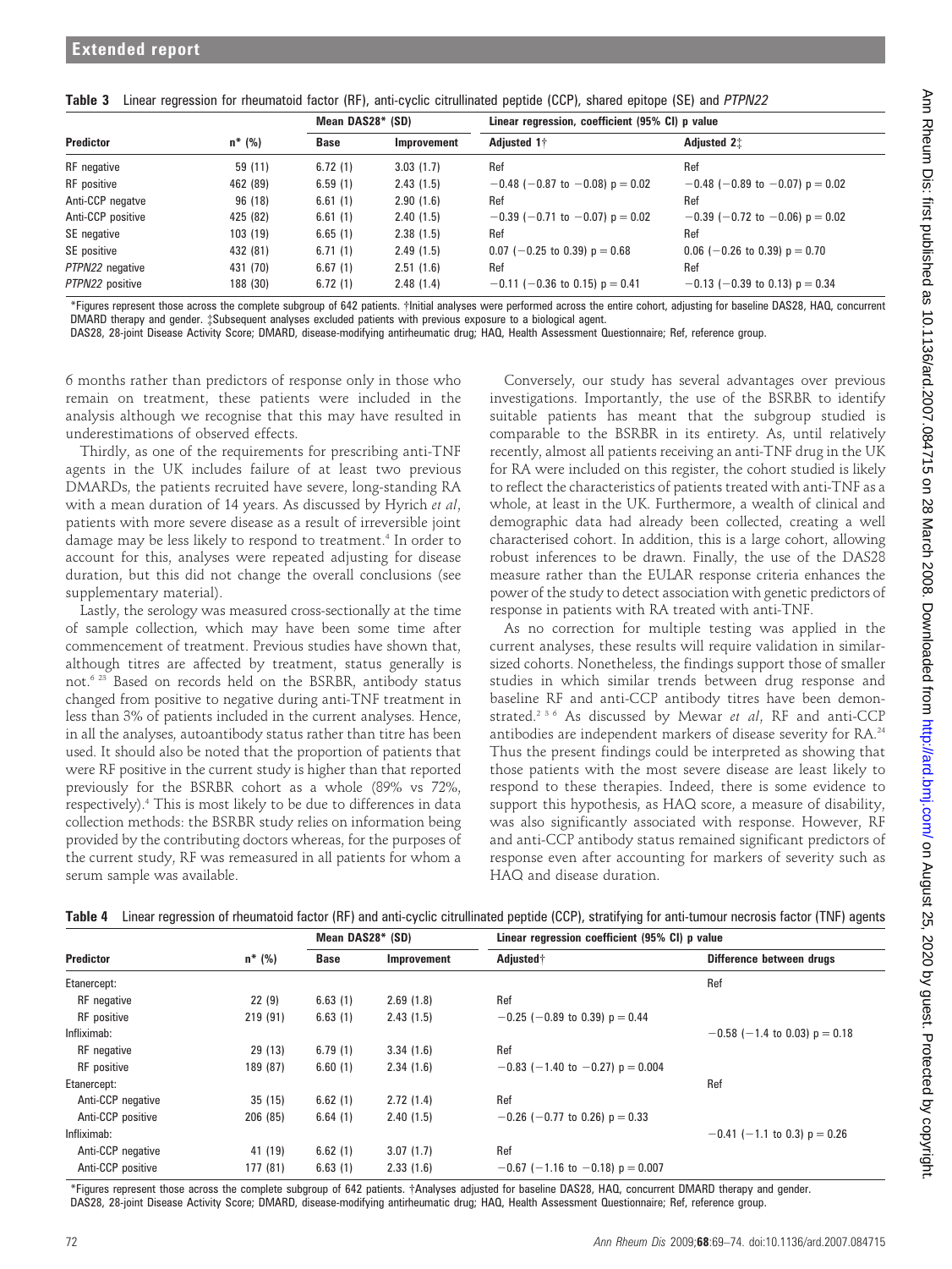**Table 3** Linear regression for rheumatoid factor (RF), anti-cyclic citrullinated peptide (CCP), shared epitope (SE) and *PTPN22*

| Predictor | n* (%) | Mean DAS28* (SD) | | Linear regression, coefficient (95% CI) p value | |
|---|---|---|---|---|---|
| | | Base | Improvement | Adjusted 1† | Adjusted 2‡ |
| RF negative | 59 (11) | 6.72 (1) | 3.03 (1.7) | Ref | Ref |
| RF positive | 462 (89) | 6.59 (1) | 2.43 (1.5) | −0.48 (−0.87 to −0.08) p = 0.02 | −0.48 (−0.89 to −0.07) p = 0.02 |
| Anti-CCP negatve | 96 (18) | 6.61 (1) | 2.90 (1.6) | Ref | Ref |
| Anti-CCP positive | 425 (82) | 6.61 (1) | 2.40 (1.5) | −0.39 (−0.71 to −0.07) p = 0.02 | −0.39 (−0.72 to −0.06) p = 0.02 |
| SE negative | 103 (19) | 6.65 (1) | 2.38 (1.5) | Ref | Ref |
| SE positive | 432 (81) | 6.71 (1) | 2.49 (1.5) | 0.07 (−0.25 to 0.39) p = 0.68 | 0.06 (−0.26 to 0.39) p = 0.70 |
| *PTPN22* negative | 431 (70) | 6.67 (1) | 2.51 (1.6) | Ref | Ref |
| *PTPN22* positive | 188 (30) | 6.72 (1) | 2.48 (1.4) | −0.11 (−0.36 to 0.15) p = 0.41 | −0.13 (−0.39 to 0.13) p = 0.34 |

*Figures represent those across the complete subgroup of 642 patients. †Initial analyses were performed across the entire cohort, adjusting for baseline DAS28, HAQ, concurrent DMARD therapy and gender. ‡Subsequent analyses excluded patients with previous exposure to a biological agent.
DAS28, 28-joint Disease Activity Score; DMARD, disease-modifying antirheumatic drug; HAQ, Health Assessment Questionnaire; Ref, reference group.

6 months rather than predictors of response only in those who remain on treatment, these patients were included in the analysis although we recognise that this may have resulted in underestimations of observed effects.

Thirdly, as one of the requirements for prescribing anti-TNF agents in the UK includes failure of at least two previous DMARDs, the patients recruited have severe, long-standing RA with a mean duration of 14 years. As discussed by Hyrich *et al*, patients with more severe disease as a result of irreversible joint damage may be less likely to respond to treatment.[4] In order to account for this, analyses were repeated adjusting for disease duration, but this did not change the overall conclusions (see supplementary material).

Lastly, the serology was measured cross-sectionally at the time of sample collection, which may have been some time after commencement of treatment. Previous studies have shown that, although titres are affected by treatment, status generally is not.[6 23] Based on records held on the BSRBR, antibody status changed from positive to negative during anti-TNF treatment in less than 3% of patients included in the current analyses. Hence, in all the analyses, autoantibody status rather than titre has been used. It should also be noted that the proportion of patients that were RF positive in the current study is higher than that reported previously for the BSRBR cohort as a whole (89% vs 72%, respectively).[4] This is most likely to be due to differences in data collection methods: the BSRBR study relies on information being provided by the contributing doctors whereas, for the purposes of the current study, RF was remeasured in all patients for whom a serum sample was available.

Conversely, our study has several advantages over previous investigations. Importantly, the use of the BSRBR to identify suitable patients has meant that the subgroup studied is comparable to the BSRBR in its entirety. As, until relatively recently, almost all patients receiving an anti-TNF drug in the UK for RA were included on this register, the cohort studied is likely to reflect the characteristics of patients treated with anti-TNF as a whole, at least in the UK. Furthermore, a wealth of clinical and demographic data had already been collected, creating a well characterised cohort. In addition, this is a large cohort, allowing robust inferences to be drawn. Finally, the use of the DAS28 measure rather than the EULAR response criteria enhances the power of the study to detect association with genetic predictors of response in patients with RA treated with anti-TNF.

As no correction for multiple testing was applied in the current analyses, these results will require validation in similar-sized cohorts. Nonetheless, the findings support those of smaller studies in which similar trends between drug response and baseline RF and anti-CCP antibody titres have been demonstrated.[2 5 6] As discussed by Mewar *et al*, RF and anti-CCP antibodies are independent markers of disease severity for RA.[24] Thus the present findings could be interpreted as showing that those patients with the most severe disease are least likely to respond to these therapies. Indeed, there is some evidence to support this hypothesis, as HAQ score, a measure of disability, was also significantly associated with response. However, RF and anti-CCP antibody status remained significant predictors of response even after accounting for markers of severity such as HAQ and disease duration.

**Table 4** Linear regression of rheumatoid factor (RF) and anti-cyclic citrullinated peptide (CCP), stratifying for anti-tumour necrosis factor (TNF) agents

| Predictor | n* (%) | Mean DAS28* (SD) | | Linear regression coefficient (95% CI) p value | |
|---|---|---|---|---|---|
| | | Base | Improvement | Adjusted† | Difference between drugs |
| Etanercept: | | | | | Ref |
| RF negative | 22 (9) | 6.63 (1) | 2.69 (1.8) | Ref | |
| RF positive | 219 (91) | 6.63 (1) | 2.43 (1.5) | −0.25 (−0.89 to 0.39) p = 0.44 | |
| Infliximab: | | | | | −0.58 (−1.4 to 0.03) p = 0.18 |
| RF negative | 29 (13) | 6.79 (1) | 3.34 (1.6) | Ref | |
| RF positive | 189 (87) | 6.60 (1) | 2.34 (1.6) | −0.83 (−1.40 to −0.27) p = 0.004 | |
| Etanercept: | | | | | Ref |
| Anti-CCP negative | 35 (15) | 6.62 (1) | 2.72 (1.4) | Ref | |
| Anti-CCP positive | 206 (85) | 6.64 (1) | 2.40 (1.5) | −0.26 (−0.77 to 0.26) p = 0.33 | |
| Infliximab: | | | | | −0.41 (−1.1 to 0.3) p = 0.26 |
| Anti-CCP negative | 41 (19) | 6.62 (1) | 3.07 (1.7) | Ref | |
| Anti-CCP positive | 177 (81) | 6.63 (1) | 2.33 (1.6) | −0.67 (−1.16 to −0.18) p = 0.007 | |

*Figures represent those across the complete subgroup of 642 patients. †Analyses adjusted for baseline DAS28, HAQ, concurrent DMARD therapy and gender.
DAS28, 28-joint Disease Activity Score; DMARD, disease-modifying antirheumatic drug; HAQ, Health Assessment Questionnaire; Ref, reference group.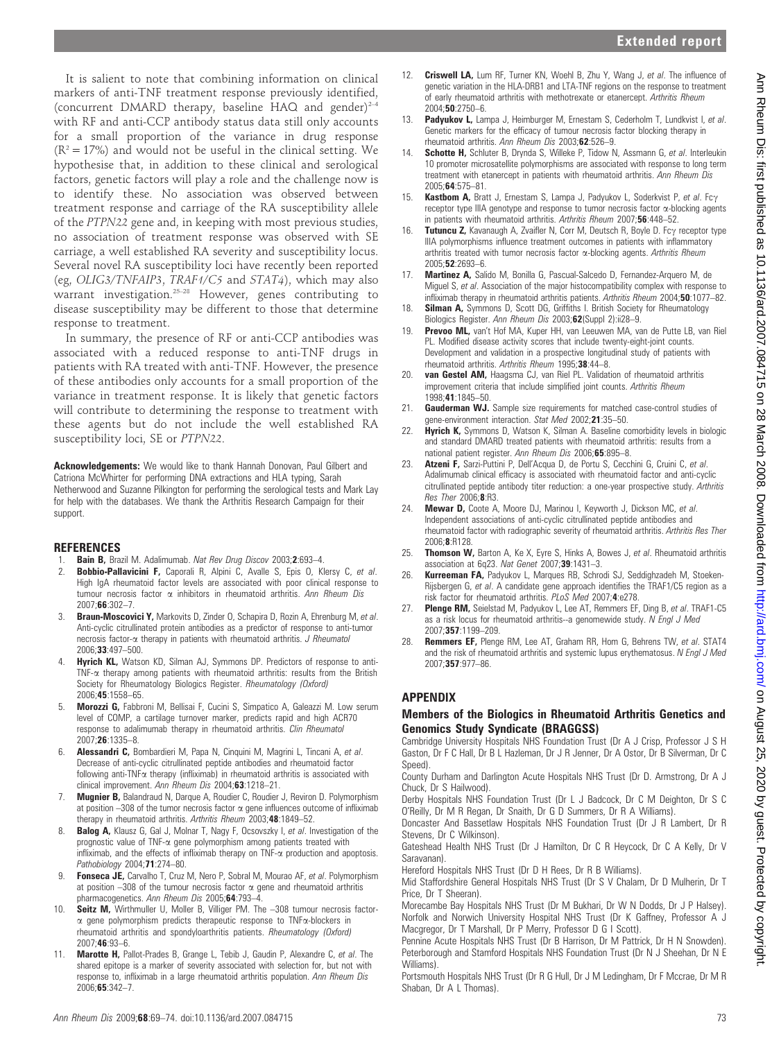It is salient to note that combining information on clinical markers of anti-TNF treatment response previously identified, (concurrent DMARD therapy, baseline HAQ and gender)[2–4] with RF and anti-CCP antibody status data still only accounts for a small proportion of the variance in drug response ($R^2 = 17\%$) and would not be useful in the clinical setting. We hypothesise that, in addition to these clinical and serological factors, genetic factors will play a role and the challenge now is to identify these. No association was observed between treatment response and carriage of the RA susceptibility allele of the *PTPN22* gene and, in keeping with most previous studies, no association of treatment response was observed with SE carriage, a well established RA severity and susceptibility locus. Several novel RA susceptibility loci have recently been reported (eg, *OLIG3/TNFAIP3*, *TRAF1/C5* and *STAT4*), which may also warrant investigation.[25–28] However, genes contributing to disease susceptibility may be different to those that determine response to treatment.

In summary, the presence of RF or anti-CCP antibodies was associated with a reduced response to anti-TNF drugs in patients with RA treated with anti-TNF. However, the presence of these antibodies only accounts for a small proportion of the variance in treatment response. It is likely that genetic factors will contribute to determining the response to treatment with these agents but do not include the well established RA susceptibility loci, SE or *PTPN22*.

**Acknowledgements:** We would like to thank Hannah Donovan, Paul Gilbert and Catriona McWhirter for performing DNA extractions and HLA typing, Sarah Netherwood and Suzanne Pilkington for performing the serological tests and Mark Lay for help with the databases. We thank the Arthritis Research Campaign for their support.

## REFERENCES

1. **Bain B,** Brazil M. Adalimumab. *Nat Rev Drug Discov* 2003;**2**:693–4.
2. **Bobbio-Pallavicini F,** Caporali R, Alpini C, Avalle S, Epis O, Klersy C, *et al*. High IgA rheumatoid factor levels are associated with poor clinical response to tumour necrosis factor α inhibitors in rheumatoid arthritis. *Ann Rheum Dis* 2007;**66**:302–7.
3. **Braun-Moscovici Y,** Markovits D, Zinder O, Schapira D, Rozin A, Ehrenburg M, *et al*. Anti-cyclic citrullinated protein antibodies as a predictor of response to anti-tumor necrosis factor-α therapy in patients with rheumatoid arthritis. *J Rheumatol* 2006;**33**:497–500.
4. **Hyrich KL,** Watson KD, Silman AJ, Symmons DP. Predictors of response to anti-TNF-α therapy among patients with rheumatoid arthritis: results from the British Society for Rheumatology Biologics Register. *Rheumatology (Oxford)* 2006;**45**:1558–65.
5. **Morozzi G,** Fabbroni M, Bellisai F, Cucini S, Simpatico A, Galeazzi M. Low serum level of COMP, a cartilage turnover marker, predicts rapid and high ACR70 response to adalimumab therapy in rheumatoid arthritis. *Clin Rheumatol* 2007;**26**:1335–8.
6. **Alessandri C,** Bombardieri M, Papa N, Cinquini M, Magrini L, Tincani A, *et al*. Decrease of anti-cyclic citrullinated peptide antibodies and rheumatoid factor following anti-TNFα therapy (infliximab) in rheumatoid arthritis is associated with clinical improvement. *Ann Rheum Dis* 2004;**63**:1218–21.
7. **Mugnier B,** Balandraud N, Darque A, Roudier C, Roudier J, Reviron D. Polymorphism at position −308 of the tumor necrosis factor α gene influences outcome of infliximab therapy in rheumatoid arthritis. *Arthritis Rheum* 2003;**48**:1849–52.
8. **Balog A,** Klausz G, Gal J, Molnar T, Nagy F, Ocsovszky I, *et al*. Investigation of the prognostic value of TNF-α gene polymorphism among patients treated with infliximab, and the effects of infliximab therapy on TNF-α production and apoptosis. *Pathobiology* 2004;**71**:274–80.
9. **Fonseca JE,** Carvalho T, Cruz M, Nero P, Sobral M, Mourao AF, *et al*. Polymorphism at position −308 of the tumour necrosis factor α gene and rheumatoid arthritis pharmacogenetics. *Ann Rheum Dis* 2005;**64**:793–4.
10. **Seitz M,** Wirthmuller U, Moller B, Villiger PM. The −308 tumour necrosis factor-α gene polymorphism predicts therapeutic response to TNFα-blockers in rheumatoid arthritis and spondyloarthritis patients. *Rheumatology (Oxford)* 2007;**46**:93–6.
11. **Marotte H,** Pallot-Prades B, Grange L, Tebib J, Gaudin P, Alexandre C, *et al*. The shared epitope is a marker of severity associated with selection for, but not with response to, infliximab in a large rheumatoid arthritis population. *Ann Rheum Dis* 2006;**65**:342–7.
12. **Criswell LA,** Lum RF, Turner KN, Woehl B, Zhu Y, Wang J, *et al*. The influence of genetic variation in the HLA-DRB1 and LTA-TNF regions on the response to treatment of early rheumatoid arthritis with methotrexate or etanercept. *Arthritis Rheum* 2004;**50**:2750–6.
13. **Padyukov L,** Lampa J, Heimburger M, Ernestam S, Cederholm T, Lundkvist I, *et al*. Genetic markers for the efficacy of tumour necrosis factor blocking therapy in rheumatoid arthritis. *Ann Rheum Dis* 2003;**62**:526–9.
14. **Schotte H,** Schluter B, Drynda S, Willeke P, Tidow N, Assmann G, *et al*. Interleukin 10 promoter microsatellite polymorphisms are associated with response to long term treatment with etanercept in patients with rheumatoid arthritis. *Ann Rheum Dis* 2005;**64**:575–81.
15. **Kastbom A,** Bratt J, Ernestam S, Lampa J, Padyukov L, Soderkvist P, *et al*. Fcγ receptor type IIIA genotype and response to tumor necrosis factor α-blocking agents in patients with rheumatoid arthritis. *Arthritis Rheum* 2007;**56**:448–52.
16. **Tutuncu Z,** Kavanaugh A, Zvaifler N, Corr M, Deutsch R, Boyle D. Fcγ receptor type IIIA polymorphisms influence treatment outcomes in patients with inflammatory arthritis treated with tumor necrosis factor α-blocking agents. *Arthritis Rheum* 2005;**52**:2693–6.
17. **Martinez A,** Salido M, Bonilla G, Pascual-Salcedo D, Fernandez-Arquero M, de Miguel S, *et al*. Association of the major histocompatibility complex with response to infliximab therapy in rheumatoid arthritis patients. *Arthritis Rheum* 2004;**50**:1077–82.
18. **Silman A,** Symmons D, Scott DG, Griffiths I. British Society for Rheumatology Biologics Register. *Ann Rheum Dis* 2003;**62**(Suppl 2):ii28–9.
19. **Prevoo ML,** van't Hof MA, Kuper HH, van Leeuwen MA, van de Putte LB, van Riel PL. Modified disease activity scores that include twenty-eight-joint counts. Development and validation in a prospective longitudinal study of patients with rheumatoid arthritis. *Arthritis Rheum* 1995;**38**:44–8.
20. **van Gestel AM,** Haagsma CJ, van Riel PL. Validation of rheumatoid arthritis improvement criteria that include simplified joint counts. *Arthritis Rheum* 1998;**41**:1845–50.
21. **Gauderman WJ.** Sample size requirements for matched case-control studies of gene-environment interaction. *Stat Med* 2002;**21**:35–50.
22. **Hyrich K,** Symmons D, Watson K, Silman A. Baseline comorbidity levels in biologic and standard DMARD treated patients with rheumatoid arthritis: results from a national patient register. *Ann Rheum Dis* 2006;**65**:895–8.
23. **Atzeni F,** Sarzi-Puttini P, Dell'Acqua D, de Portu S, Cecchini G, Cruini C, *et al*. Adalimumab clinical efficacy is associated with rheumatoid factor and anti-cyclic citrullinated peptide antibody titer reduction: a one-year prospective study. *Arthritis Res Ther* 2006;**8**:R3.
24. **Mewar D,** Coote A, Moore DJ, Marinou I, Keyworth J, Dickson MC, *et al*. Independent associations of anti-cyclic citrullinated peptide antibodies and rheumatoid factor with radiographic severity of rheumatoid arthritis. *Arthritis Res Ther* 2006;**8**:R128.
25. **Thomson W,** Barton A, Ke X, Eyre S, Hinks A, Bowes J, *et al*. Rheumatoid arthritis association at 6q23. *Nat Genet* 2007;**39**:1431–3.
26. **Kurreeman FA,** Padyukov L, Marques RB, Schrodi SJ, Seddighzadeh M, Stoeken-Rijsbergen G, *et al*. A candidate gene approach identifies the TRAF1/C5 region as a risk factor for rheumatoid arthritis. *PLoS Med* 2007;**4**:e278.
27. **Plenge RM,** Seielstad M, Padyukov L, Lee AT, Remmers EF, Ding B, *et al*. TRAF1-C5 as a risk locus for rheumatoid arthritis--a genomewide study. *N Engl J Med* 2007;**357**:1199–209.
28. **Remmers EF,** Plenge RM, Lee AT, Graham RR, Hom G, Behrens TW, *et al*. STAT4 and the risk of rheumatoid arthritis and systemic lupus erythematosus. *N Engl J Med* 2007;**357**:977–86.

## APPENDIX

### Members of the Biologics in Rheumatoid Arthritis Genetics and Genomics Study Syndicate (BRAGGSS)

Cambridge University Hospitals NHS Foundation Trust (Dr A J Crisp, Professor J S H Gaston, Dr F C Hall, Dr B L Hazleman, Dr J R Jenner, Dr A Ostor, Dr B Silverman, Dr C Speed).

County Durham and Darlington Acute Hospitals NHS Trust (Dr D. Armstrong, Dr A J Chuck, Dr S Hailwood).

Derby Hospitals NHS Foundation Trust (Dr L J Badcock, Dr C M Deighton, Dr S C O'Reilly, Dr M R Regan, Dr Snaith, Dr G D Summers, Dr R A Williams).

Doncaster And Bassetlaw Hospitals NHS Foundation Trust (Dr J R Lambert, Dr R Stevens, Dr C Wilkinson).

Gateshead Health NHS Trust (Dr J Hamilton, Dr C R Heycock, Dr C A Kelly, Dr V Saravanan).

Hereford Hospitals NHS Trust (Dr D H Rees, Dr R B Williams).

Mid Staffordshire General Hospitals NHS Trust (Dr S V Chalam, Dr D Mulherin, Dr T Price, Dr T Sheeran).

Morecambe Bay Hospitals NHS Trust (Dr M Bukhari, Dr W N Dodds, Dr J P Halsey).

Norfolk and Norwich University Hospital NHS Trust (Dr K Gaffney, Professor A J Macgregor, Dr T Marshall, Dr P Merry, Professor D G I Scott).

Pennine Acute Hospitals NHS Trust (Dr B Harrison, Dr M Pattrick, Dr H N Snowden).

Peterborough and Stamford Hospitals NHS Foundation Trust (Dr N J Sheehan, Dr N E Williams).

Portsmouth Hospitals NHS Trust (Dr R G Hull, Dr J M Ledingham, Dr F Mccrae, Dr M R Shaban, Dr A L Thomas).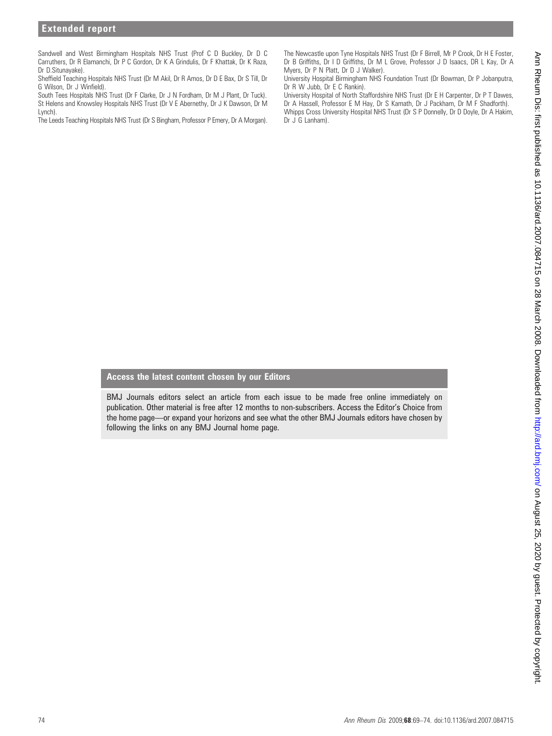Sandwell and West Birmingham Hospitals NHS Trust (Prof C D Buckley, Dr D C Carruthers, Dr R Elamanchi, Dr P C Gordon, Dr K A Grindulis, Dr F Khattak, Dr K Raza, Dr D.Situnayake).

Sheffield Teaching Hospitals NHS Trust (Dr M Akil, Dr R Amos, Dr D E Bax, Dr S Till, Dr G Wilson, Dr J Winfield).

South Tees Hospitals NHS Trust (Dr F Clarke, Dr J N Fordham, Dr M J Plant, Dr Tuck).

St Helens and Knowsley Hospitals NHS Trust (Dr V E Abernethy, Dr J K Dawson, Dr M Lynch).

The Leeds Teaching Hospitals NHS Trust (Dr S Bingham, Professor P Emery, Dr A Morgan).

The Newcastle upon Tyne Hospitals NHS Trust (Dr F Birrell, Mr P Crook, Dr H E Foster, Dr B Griffiths, Dr I D Griffiths, Dr M L Grove, Professor J D Isaacs, DR L Kay, Dr A Myers, Dr P N Platt, Dr D J Walker).

University Hospital Birmingham NHS Foundation Trust (Dr Bowman, Dr P Jobanputra, Dr R W Jubb, Dr E C Rankin).

University Hospital of North Staffordshire NHS Trust (Dr E H Carpenter, Dr P T Dawes, Dr A Hassell, Professor E M Hay, Dr S Kamath, Dr J Packham, Dr M F Shadforth).

Whipps Cross University Hospital NHS Trust (Dr S P Donnelly, Dr D Doyle, Dr A Hakim, Dr J G Lanham).

## Access the latest content chosen by our Editors

BMJ Journals editors select an article from each issue to be made free online immediately on publication. Other material is free after 12 months to non-subscribers. Access the Editor's Choice from the home page—or expand your horizons and see what the other BMJ Journals editors have chosen by following the links on any BMJ Journal home page.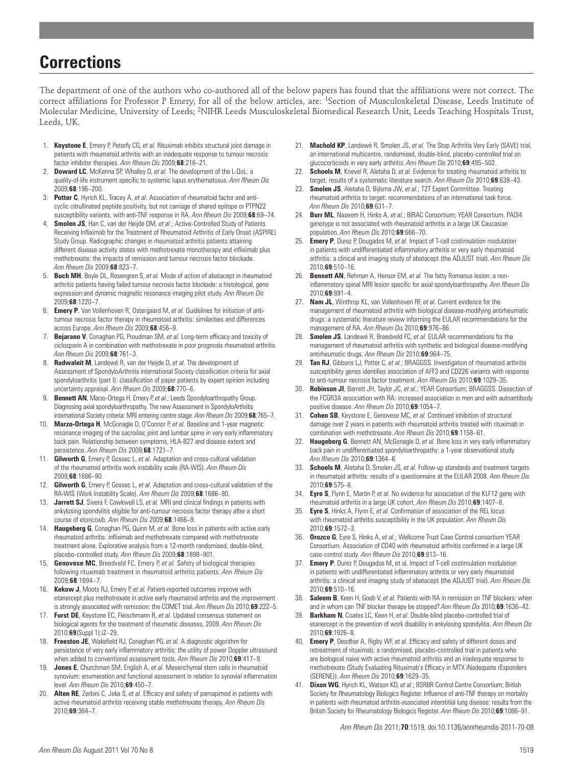# Corrections

The department of one of the authors who co-authored all of the below papers has found that the affiliations were not correct. The correct affiliations for Professor P Emery, for all of the below articles, are: [1]Section of Musculoskeletal Disease, Leeds Institute of Molecular Medicine, University of Leeds; [2]NIHR Leeds Musculoskeletal Biomedical Research Unit, Leeds Teaching Hospitals Trust, Leeds, UK.

1. **Keystone E**, Emery P, Peterfy CG, *et al.* Rituximab inhibits structural joint damage in patients with rheumatoid arthritis with an inadequate response to tumour necrosis factor inhibitor therapies. *Ann Rheum Dis* 2009;**68**:216–21.
2. **Doward LC**, McKenna SP, Whalley D, *et al.* The development of the L-QoL: a quality-of-life instrument specific to systemic lupus erythematosus. *Ann Rheum Dis* 2009;**68**:196–200.
3. **Potter C**, Hyrich KL, Tracey A, *et al*. Association of rheumatoid factor and anti-cyclic citrullinated peptide positivity, but not carriage of shared epitope or PTPN22 susceptibility variants, with anti-TNF response in RA. *Ann Rheum Dis* 2009;**68**:69–74.
4. **Smolen JS**, Han C, van der Heijde DM, *et al.;* Active-Controlled Study of Patients Receiving Infliximab for the Treatment of Rheumatoid Arthritis of Early Onset (ASPIRE) Study Group. Radiographic changes in rheumatoid arthritis patients attaining different disease activity states with methotrexate monotherapy and infliximab plus methotrexate: the impacts of remission and tumour necrosis factor blockade. *Ann Rheum Dis* 2009;**68**:823–7.
5. **Buch MH**, Boyle DL, Rosengren S, *et al.* Mode of action of abatacept in rheumatoid arthritis patients having failed tumour necrosis factor blockade: a histological, gene expression and dynamic magnetic resonance imaging pilot study. *Ann Rheum Dis* 2009;**68**:1220–7.
6. **Emery P**, Van Vollenhoven R, Ostergaard M, *et al.* Guidelines for initiation of anti-tumour necrosis factor therapy in rheumatoid arthritis: similarities and differences across Europe. *Ann Rheum Dis* 2009;**68**:456–9.
7. **Bejarano V**, Conaghan PG, Proudman SM, *et al.* Long-term efficacy and toxicity of ciclosporin A in combination with methotrexate in poor prognosis rheumatoid arthritis. *Ann Rheum Dis* 2009;**68**:761–3.
8. **Rudwaleit M**, Landewé R, van der Heijde D, *et al.* The development of Assessment of SpondyloArthritis international Society classification criteria for axial spondyloarthritis (part I): classification of paper patients by expert opinion including uncertainty appraisal. *Ann Rheum Dis* 2009;**68**:770–6.
9. **Bennett AN**, Marzo-Ortega H, Emery P, *et al.*; Leeds Spondyloarthropathy Group. Diagnosing axial spondyloarthropathy. The new Assessment in SpondyloArthritis international Society criteria: MRI entering centre stage. *Ann Rheum Dis* 2009;**68**:765–7.
10. **Marzo-Ortega H**, McGonagle D, O'Connor P, *et al.* Baseline and 1-year magnetic resonance imaging of the sacroiliac joint and lumbar spine in very early inflammatory back pain. Relationship between symptoms, HLA-B27 and disease extent and persistence. *Ann Rheum Dis* 2009;**68**:1721–7.
11. **Gilworth G**, Emery P, Gossec L, *et al.* Adaptation and cross-cultural validation of the rheumatoid arthritis work instability scale (RA-WIS). *Ann Rheum Dis* 2009;**68**:1686–90.
12. **Gilworth G**, Emery P, Gossec L, *et al*. Adaptation and cross-cultural validation of the RA-WIS (Work Instability Scale). *Ann Rheum Dis* 2009;**68**:1686–90.
13. **Jarrett SJ**, Sivera F, Cawkwell LS, *et al.* MRI and clinical findings in patients with ankylosing spondylitis eligible for anti-tumour necrosis factor therapy after a short course of etoricoxib. *Ann Rheum Dis* 2009;**68**:1466–9.
14. **Haugeberg G**, Conaghan PG, Quinn M, *et al.* Bone loss in patients with active early rheumatoid arthritis: infliximab and methotrexate compared with methotrexate treatment alone. Explorative analysis from a 12-month randomised, double-blind, placebo-controlled study. *Ann Rheum Dis* 2009;**68**:1898–901.
15. **Genovese MC**, Breedveld FC, Emery P, *et al.* Safety of biological therapies following rituximab treatment in rheumatoid arthritis patients. *Ann Rheum Dis* 2009;**68**:1894–7.
16. **Kekow J**, Moots RJ, Emery P, *et al.* Patient-reported outcomes improve with etanercept plus methotrexate in active early rheumatoid arthritis and the improvement is strongly associated with remission: the COMET trial. *Ann Rheum Dis* 2010;**69**:222–5.
17. **Furst DE**, Keystone EC, Fleischmann R, *et al*. Updated consensus statement on biological agents for the treatment of rheumatic diseases, 2009. *Ann Rheum Dis* 2010;**69**(Suppl 1):i2–29.
18. **Freeston JE**, Wakefield RJ, Conaghan PG, *et al.* A diagnostic algorithm for persistence of very early inflammatory arthritis: the utility of power Doppler ultrasound when added to conventional assessment tools. *Ann Rheum Dis* 2010;**69**:417–9.
19. **Jones E**, Churchman SM, English A, *et al.* Mesenchymal stem cells in rheumatoid synovium: enumeration and functional assessment in relation to synovial inflammation level. *Ann Rheum Dis* 2010;**69**:450–7.
20. **Alten RE**, Zerbini C, Jeka S, *et al.* Efficacy and safety of pamapimod in patients with active rheumatoid arthritis receiving stable methotrexate therapy. *Ann Rheum Dis* 2010;**69**:364–7.
21. **Machold KP**, Landewé R, Smolen JS, *et al.* The Stop Arthritis Very Early (SAVE) trial, an international multicentre, randomised, double-blind, placebo-controlled trial on glucocorticoids in very early arthritis. *Ann Rheum Dis* 2010;**69**:495–502.
22. **Schoels M**, Knevel R, Aletaha D, *et al.* Evidence for treating rheumatoid arthritis to target: results of a systematic literature search. *Ann Rheum Dis* 2010;**69**:638–43.
23. **Smolen JS**, Aletaha D, Bijlsma JW, *et al.*; T2T Expert Committee. Treating rheumatoid arthritis to target: recommendations of an international task force. *Ann Rheum Dis* 2010;**69**:631–7.
24. **Burr ML**, Naseem H, Hinks A, *et al.*; BIRAC Consortium; YEAR Consortium. PADI4 genotype is not associated with rheumatoid arthritis in a large UK Caucasian population. *Ann Rheum Dis* 2010;**69**:666–70.
25. **Emery P**, Durez P, Dougados M, *et al.* Impact of T-cell costimulation modulation in patients with undifferentiated inflammatory arthritis or very early rheumatoid arthritis: a clinical and imaging study of abatacept (the ADJUST trial). *Ann Rheum Dis* 2010;**69**:510–16.
26. **Bennett AN**, Rehman A, Hensor EM, *et al.* The fatty Romanus lesion: a non-inflammatory spinal MRI lesion specific for axial spondyloarthropathy. *Ann Rheum Dis* 2010;**69**:891–4.
27. **Nam JL**, Winthrop KL, van Vollenhoven RF, *et al.* Current evidence for the management of rheumatoid arthritis with biological disease-modifying antirheumatic drugs: a systematic literature review informing the EULAR recommendations for the management of RA. *Ann Rheum Dis* 2010;**69**:976–86.
28. **Smolen JS**, Landewé R, Breedveld FC, *et al.* EULAR recommendations for the management of rheumatoid arthritis with synthetic and biological disease-modifying antirheumatic drugs. *Ann Rheum Dis* 2010;**69**:964–75.
29. **Tan RJ**, Gibbons LJ, Potter C, *et al.*; BRAGGSS. Investigation of rheumatoid arthritis susceptibility genes identifies association of AFF3 and CD226 variants with response to anti-tumour necrosis factor treatment. *Ann Rheum Dis* 2010;**69**:1029–35.
30. **Robinson JI**, Barrett JH, Taylor JC, *et al.*; YEAR Consortium; BRAGGSS. Dissection of the FCGR3A association with RA: increased association in men and with autoantibody positive disease. *Ann Rheum Dis* 2010;**69**:1054–7.
31. **Cohen SB**, Keystone E, Genovese MC, *et al.* Continued inhibition of structural damage over 2 years in patients with rheumatoid arthritis treated with rituximab in combination with methotrexate. *Ann Rheum Dis* 2010;**69**:1158–61.
32. **Haugeberg G**, Bennett AN, McGonagle D, *et al.* Bone loss in very early inflammatory back pain in undifferentiated spondyloarthropathy: a 1-year observational study. *Ann Rheum Dis* 2010;**69**:1364–6.
33. **Schoels M**, Aletaha D, Smolen JS, *et al.* Follow-up standards and treatment targets in rheumatoid arthritis: results of a questionnaire at the EULAR 2008. *Ann Rheum Dis* 2010;**69**:575–8.
34. **Eyre S**, Flynn E, Martin P, *et al.* No evidence for association of the KLF12 gene with rheumatoid arthritis in a large UK cohort. *Ann Rheum Dis* 2010;**69**:1407–8.
35. **Eyre S**, Hinks A, Flynn E, *et al.* Confirmation of association of the REL locus with rheumatoid arthritis susceptibility in the UK population. *Ann Rheum Dis* 2010;**69**:1572–3.
36. **Orozco G**, Eyre S, Hinks A, *et al.*; Wellcome Trust Case Control consortium YEAR Consortium. Association of CD40 with rheumatoid arthritis confirmed in a large UK case-control study. *Ann Rheum Dis* 2010;**69**:813–16.
37. **Emery P**, Durez P, Dougados M, et al. Impact of T-cell costimulation modulation in patients with undifferentiated inflammatory arthritis or very early rheumatoid arthritis: a clinical and imaging study of abatacept (the ADJUST trial). *Ann Rheum Dis* 2010;**69**:510–16.
38. **Saleem B**, Keen H, Goeb V, *et al.* Patients with RA in remission on TNF blockers: when and in whom can TNF blocker therapy be stopped? *Ann Rheum Dis* 2010;**69**:1636–42.
39. **Barkham N**, Coates LC, Keen H, *et al*. Double-blind placebo-controlled trial of etanercept in the prevention of work disability in ankylosing spondylitis. *Ann Rheum Dis* 2010;**69**:1926–8.
40. **Emery P**, Deodhar A, Rigby WF, *et al.* Efficacy and safety of different doses and retreatment of rituximab: a randomised, placebo-controlled trial in patients who are biological naive with active rheumatoid arthritis and an inadequate response to methotrexate (Study Evaluating Rituximab's Efficacy in MTX iNadequate rEsponders (SERENE)). *Ann Rheum Dis* 2010;**69**:1629–35.
41. **Dixon WG**, Hyrich KL, Watson KD, *et al.*; BSRBR Control Centre Consortium; British Society for Rheumatology Biologics Register. Influence of anti-TNF therapy on mortality in patients with rheumatoid arthritis-associated interstitial lung disease: results from the British Society for Rheumatology Biologics Register. *Ann Rheum Dis* 2010;**69**:1086–91.

*Ann Rheum Dis* 2011;**70**:1519. doi:10.1136/annrheumdis-2011-70-08